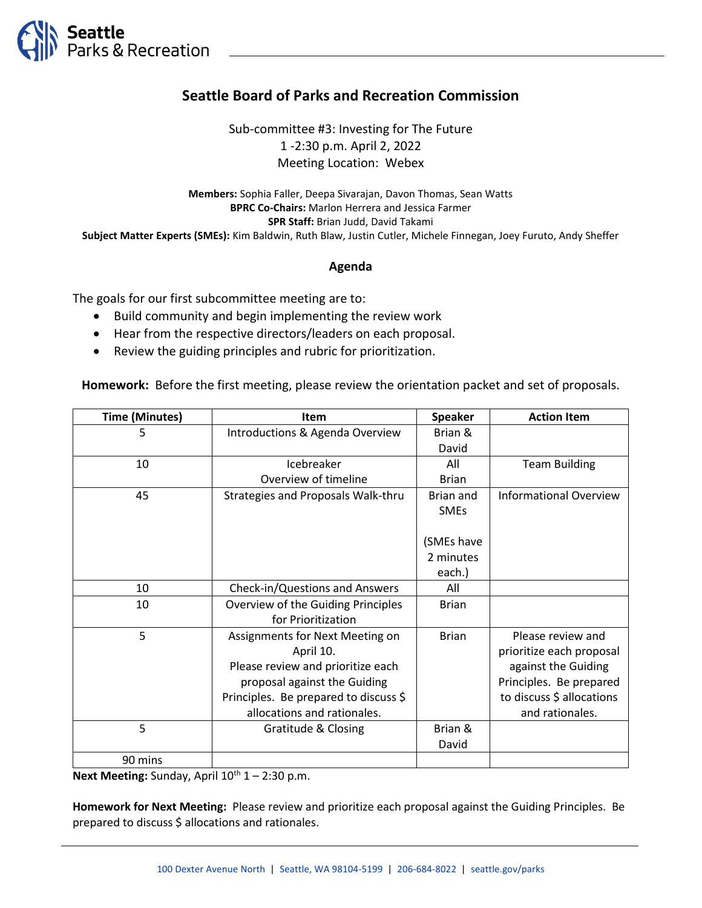# Seattle Board of Parks and Recreation Commission

Sub-committee #3: Investing for The Future
1 -2:30 p.m. April 2, 2022
Meeting Location: Webex

**Members:** Sophia Faller, Deepa Sivarajan, Davon Thomas, Sean Watts
**BPRC Co-Chairs:** Marlon Herrera and Jessica Farmer
**SPR Staff:** Brian Judd, David Takami
**Subject Matter Experts (SMEs):** Kim Baldwin, Ruth Blaw, Justin Cutler, Michele Finnegan, Joey Furuto, Andy Sheffer

## Agenda

The goals for our first subcommittee meeting are to:

- Build community and begin implementing the review work
- Hear from the respective directors/leaders on each proposal.
- Review the guiding principles and rubric for prioritization.

**Homework:** Before the first meeting, please review the orientation packet and set of proposals.

| Time (Minutes) | Item | Speaker | Action Item |
|---|---|---|---|
| 5 | Introductions & Agenda Overview | Brian & David | |
| 10 | Icebreaker<br>Overview of timeline | All<br>Brian | Team Building |
| 45 | Strategies and Proposals Walk-thru | Brian and SMEs<br><br>(SMEs have 2 minutes each.) | Informational Overview |
| 10 | Check-in/Questions and Answers | All | |
| 10 | Overview of the Guiding Principles for Prioritization | Brian | |
| 5 | Assignments for Next Meeting on April 10.<br>Please review and prioritize each proposal against the Guiding Principles. Be prepared to discuss $ allocations and rationales. | Brian | Please review and prioritize each proposal against the Guiding Principles. Be prepared to discuss $ allocations and rationales. |
| 5 | Gratitude & Closing | Brian & David | |
| 90 mins | | | |

**Next Meeting:** Sunday, April 10th 1 – 2:30 p.m.

**Homework for Next Meeting:** Please review and prioritize each proposal against the Guiding Principles. Be prepared to discuss $ allocations and rationales.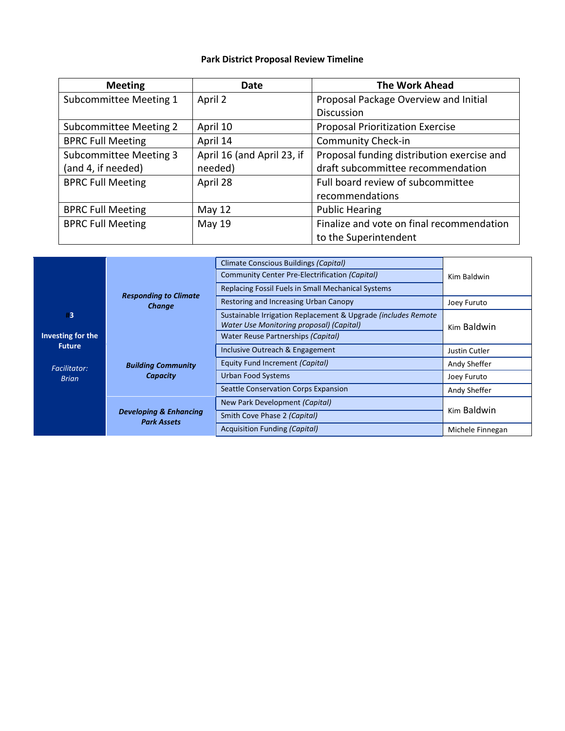**Park District Proposal Review Timeline**

| Meeting | Date | The Work Ahead |
|---|---|---|
| Subcommittee Meeting 1 | April 2 | Proposal Package Overview and Initial Discussion |
| Subcommittee Meeting 2 | April 10 | Proposal Prioritization Exercise |
| BPRC Full Meeting | April 14 | Community Check-in |
| Subcommittee Meeting 3 (and 4, if needed) | April 16 (and April 23, if needed) | Proposal funding distribution exercise and draft subcommittee recommendation |
| BPRC Full Meeting | April 28 | Full board review of subcommittee recommendations |
| BPRC Full Meeting | May 12 | Public Hearing |
| BPRC Full Meeting | May 19 | Finalize and vote on final recommendation to the Superintendent |

| | | | |
|---|---|---|---|
| **#3 Investing for the Future** *Facilitator: Brian* | ***Responding to Climate Change*** | Climate Conscious Buildings *(Capital)* | Kim Baldwin |
| | | Community Center Pre-Electrification *(Capital)* | |
| | | Replacing Fossil Fuels in Small Mechanical Systems | |
| | | Restoring and Increasing Urban Canopy | Joey Furuto |
| | | Sustainable Irrigation Replacement & Upgrade *(includes Remote Water Use Monitoring proposal) (Capital)* | Kim Baldwin |
| | | Water Reuse Partnerships *(Capital)* | |
| | ***Building Community Capacity*** | Inclusive Outreach & Engagement | Justin Cutler |
| | | Equity Fund Increment *(Capital)* | Andy Sheffer |
| | | Urban Food Systems | Joey Furuto |
| | | Seattle Conservation Corps Expansion | Andy Sheffer |
| | ***Developing & Enhancing Park Assets*** | New Park Development *(Capital)* | Kim Baldwin |
| | | Smith Cove Phase 2 *(Capital)* | |
| | | Acquisition Funding *(Capital)* | Michele Finnegan |